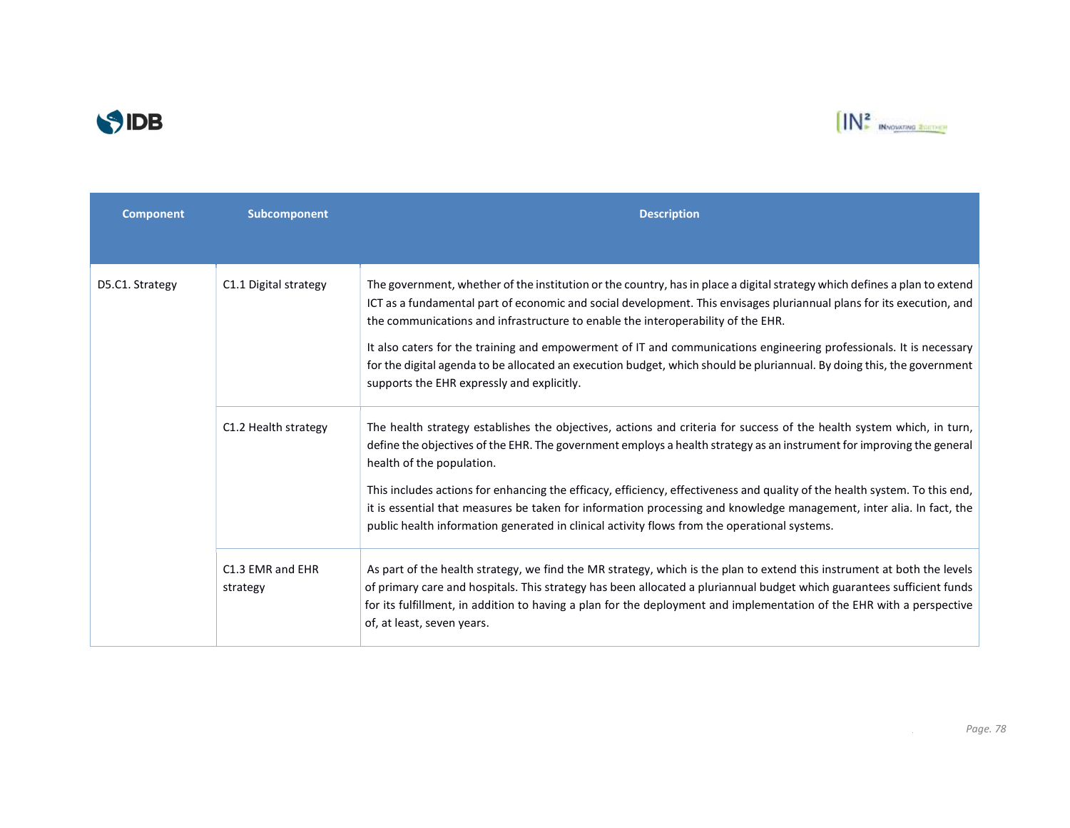| Component | Subcomponent | Description |
| --- | --- | --- |
| D5.C1. Strategy | C1.1 Digital strategy | The government, whether of the institution or the country, has in place a digital strategy which defines a plan to extend ICT as a fundamental part of economic and social development. This envisages pluriannual plans for its execution, and the communications and infrastructure to enable the interoperability of the EHR.<br><br>It also caters for the training and empowerment of IT and communications engineering professionals. It is necessary for the digital agenda to be allocated an execution budget, which should be pluriannual. By doing this, the government supports the EHR expressly and explicitly. |
| | C1.2 Health strategy | The health strategy establishes the objectives, actions and criteria for success of the health system which, in turn, define the objectives of the EHR. The government employs a health strategy as an instrument for improving the general health of the population.<br><br>This includes actions for enhancing the efficacy, efficiency, effectiveness and quality of the health system. To this end, it is essential that measures be taken for information processing and knowledge management, inter alia. In fact, the public health information generated in clinical activity flows from the operational systems. |
| | C1.3 EMR and EHR strategy | As part of the health strategy, we find the MR strategy, which is the plan to extend this instrument at both the levels of primary care and hospitals. This strategy has been allocated a pluriannual budget which guarantees sufficient funds for its fulfillment, in addition to having a plan for the deployment and implementation of the EHR with a perspective of, at least, seven years. |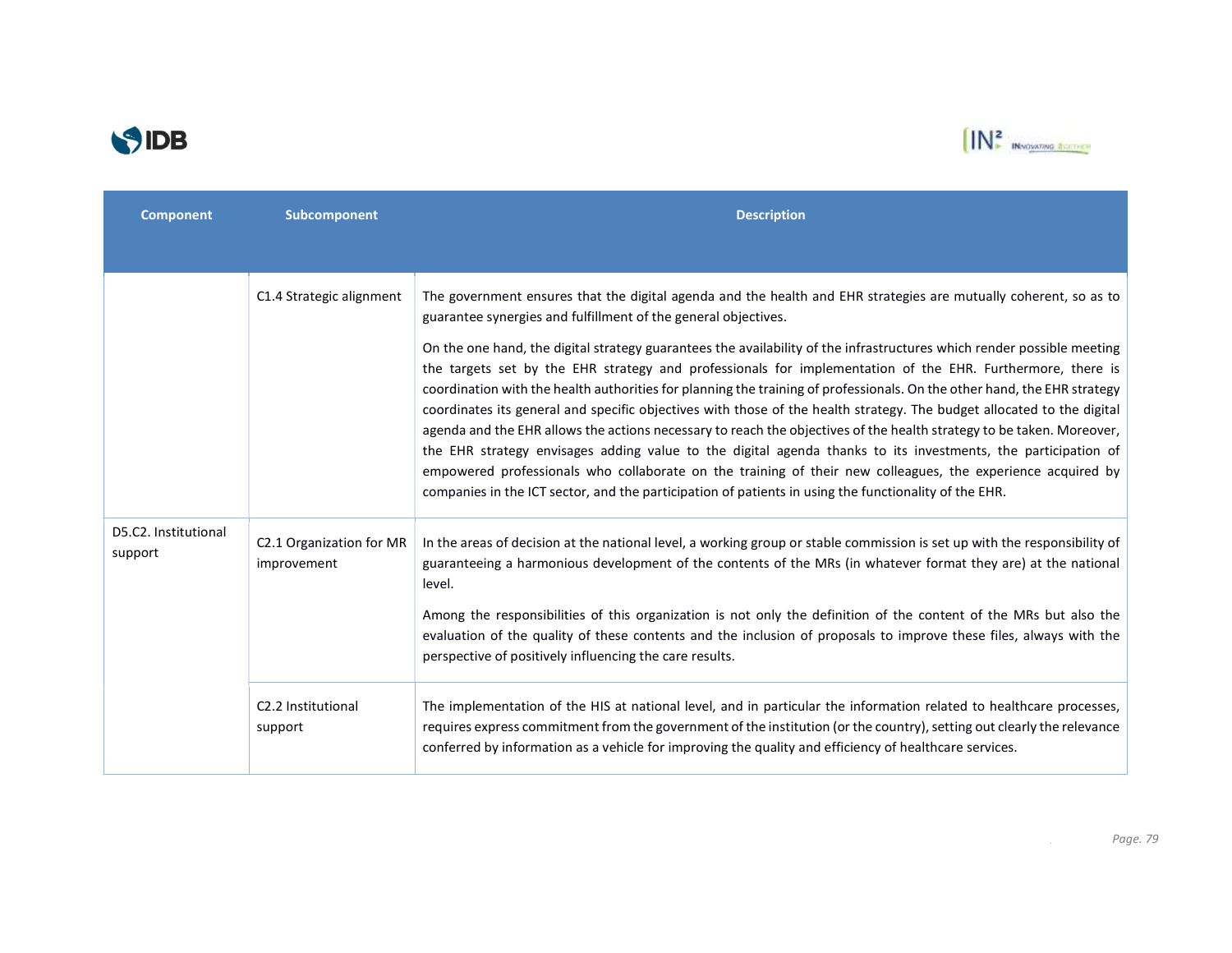| Component | Subcomponent | Description |
|---|---|---|
| | C1.4 Strategic alignment | The government ensures that the digital agenda and the health and EHR strategies are mutually coherent, so as to guarantee synergies and fulfillment of the general objectives.<br><br>On the one hand, the digital strategy guarantees the availability of the infrastructures which render possible meeting the targets set by the EHR strategy and professionals for implementation of the EHR. Furthermore, there is coordination with the health authorities for planning the training of professionals. On the other hand, the EHR strategy coordinates its general and specific objectives with those of the health strategy. The budget allocated to the digital agenda and the EHR allows the actions necessary to reach the objectives of the health strategy to be taken. Moreover, the EHR strategy envisages adding value to the digital agenda thanks to its investments, the participation of empowered professionals who collaborate on the training of their new colleagues, the experience acquired by companies in the ICT sector, and the participation of patients in using the functionality of the EHR. |
| D5.C2. Institutional support | C2.1 Organization for MR improvement | In the areas of decision at the national level, a working group or stable commission is set up with the responsibility of guaranteeing a harmonious development of the contents of the MRs (in whatever format they are) at the national level.<br><br>Among the responsibilities of this organization is not only the definition of the content of the MRs but also the evaluation of the quality of these contents and the inclusion of proposals to improve these files, always with the perspective of positively influencing the care results. |
| | C2.2 Institutional support | The implementation of the HIS at national level, and in particular the information related to healthcare processes, requires express commitment from the government of the institution (or the country), setting out clearly the relevance conferred by information as a vehicle for improving the quality and efficiency of healthcare services. |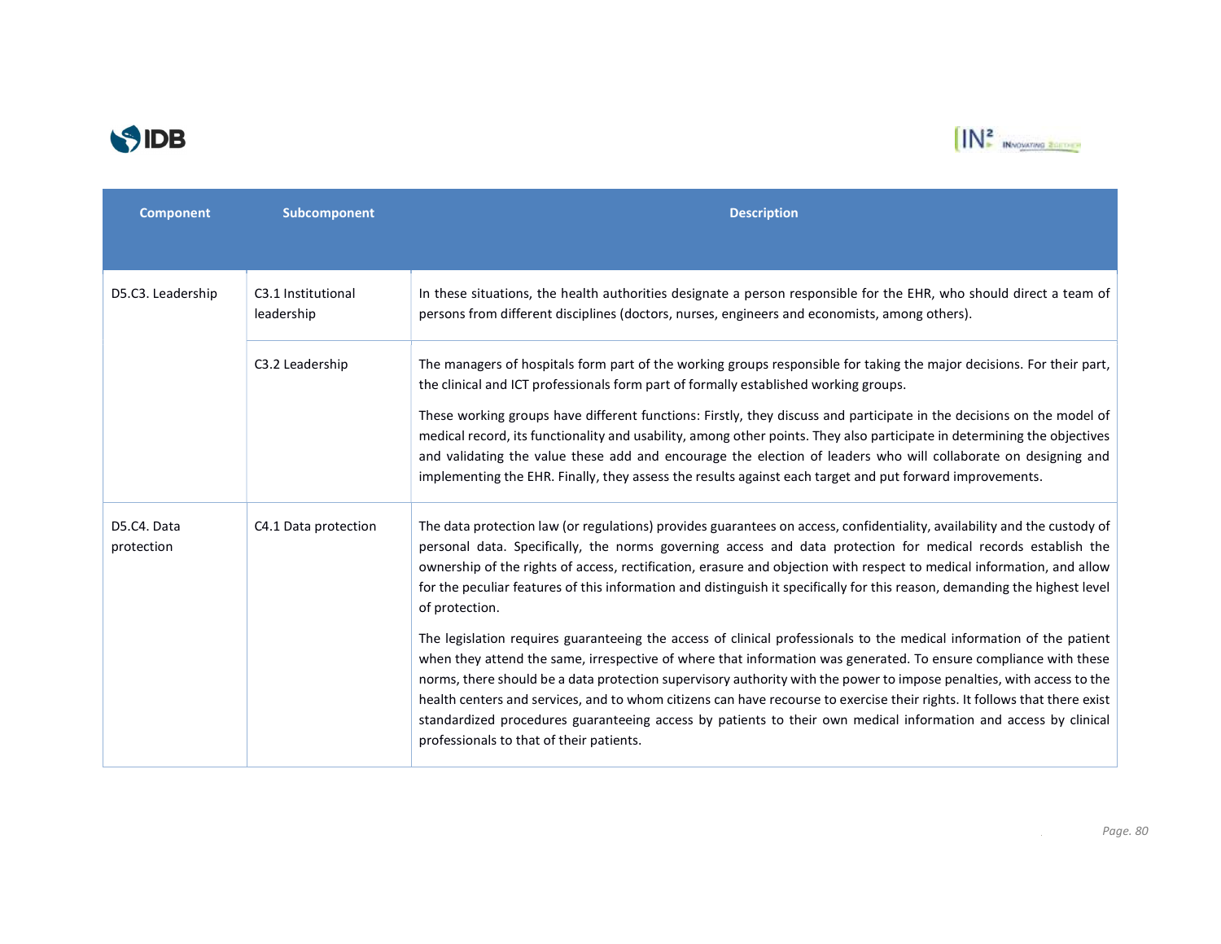| Component | Subcomponent | Description |
|---|---|---|
| D5.C3. Leadership | C3.1 Institutional leadership | In these situations, the health authorities designate a person responsible for the EHR, who should direct a team of persons from different disciplines (doctors, nurses, engineers and economists, among others). |
| | C3.2 Leadership | The managers of hospitals form part of the working groups responsible for taking the major decisions. For their part, the clinical and ICT professionals form part of formally established working groups.<br><br>These working groups have different functions: Firstly, they discuss and participate in the decisions on the model of medical record, its functionality and usability, among other points. They also participate in determining the objectives and validating the value these add and encourage the election of leaders who will collaborate on designing and implementing the EHR. Finally, they assess the results against each target and put forward improvements. |
| D5.C4. Data protection | C4.1 Data protection | The data protection law (or regulations) provides guarantees on access, confidentiality, availability and the custody of personal data. Specifically, the norms governing access and data protection for medical records establish the ownership of the rights of access, rectification, erasure and objection with respect to medical information, and allow for the peculiar features of this information and distinguish it specifically for this reason, demanding the highest level of protection.<br><br>The legislation requires guaranteeing the access of clinical professionals to the medical information of the patient when they attend the same, irrespective of where that information was generated. To ensure compliance with these norms, there should be a data protection supervisory authority with the power to impose penalties, with access to the health centers and services, and to whom citizens can have recourse to exercise their rights. It follows that there exist standardized procedures guaranteeing access by patients to their own medical information and access by clinical professionals to that of their patients. |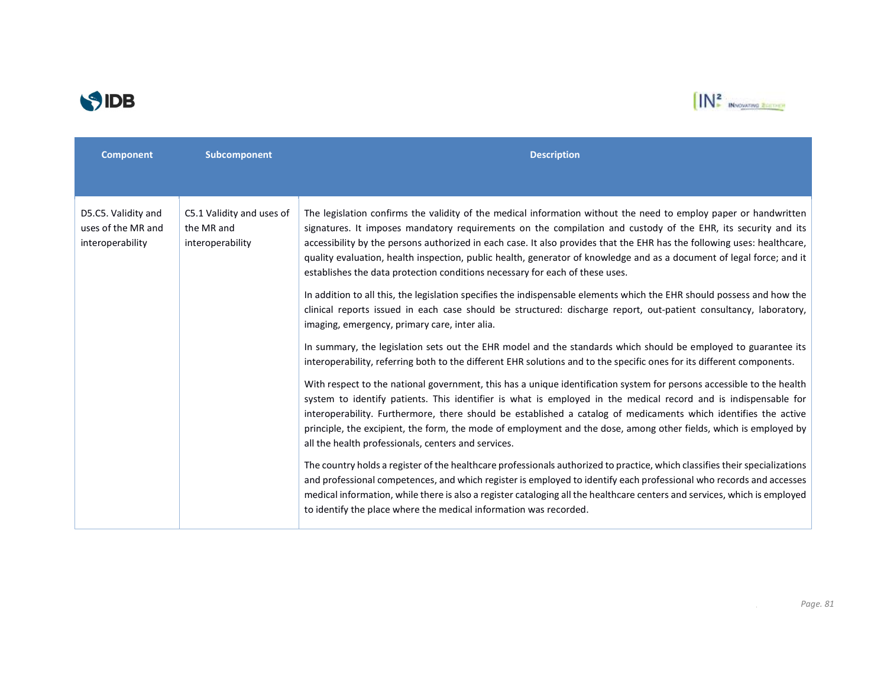| Component | Subcomponent | Description |
|---|---|---|
| D5.C5. Validity and uses of the MR and interoperability | C5.1 Validity and uses of the MR and interoperability | The legislation confirms the validity of the medical information without the need to employ paper or handwritten signatures. It imposes mandatory requirements on the compilation and custody of the EHR, its security and its accessibility by the persons authorized in each case. It also provides that the EHR has the following uses: healthcare, quality evaluation, health inspection, public health, generator of knowledge and as a document of legal force; and it establishes the data protection conditions necessary for each of these uses.<br><br>In addition to all this, the legislation specifies the indispensable elements which the EHR should possess and how the clinical reports issued in each case should be structured: discharge report, out-patient consultancy, laboratory, imaging, emergency, primary care, inter alia.<br><br>In summary, the legislation sets out the EHR model and the standards which should be employed to guarantee its interoperability, referring both to the different EHR solutions and to the specific ones for its different components.<br><br>With respect to the national government, this has a unique identification system for persons accessible to the health system to identify patients. This identifier is what is employed in the medical record and is indispensable for interoperability. Furthermore, there should be established a catalog of medicaments which identifies the active principle, the excipient, the form, the mode of employment and the dose, among other fields, which is employed by all the health professionals, centers and services.<br><br>The country holds a register of the healthcare professionals authorized to practice, which classifies their specializations and professional competences, and which register is employed to identify each professional who records and accesses medical information, while there is also a register cataloging all the healthcare centers and services, which is employed to identify the place where the medical information was recorded. |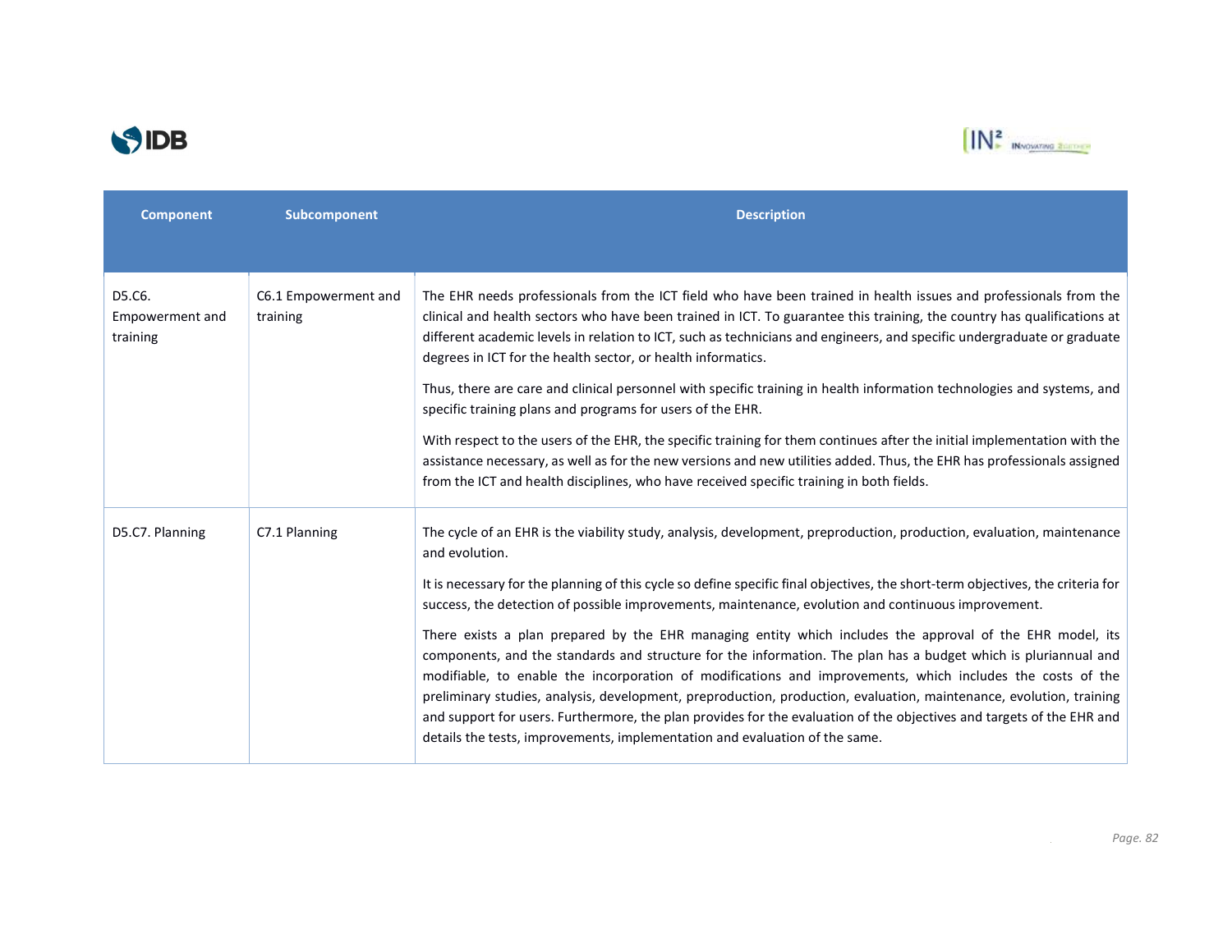| Component | Subcomponent | Description |
| --- | --- | --- |
| D5.C6. Empowerment and training | C6.1 Empowerment and training | The EHR needs professionals from the ICT field who have been trained in health issues and professionals from the clinical and health sectors who have been trained in ICT. To guarantee this training, the country has qualifications at different academic levels in relation to ICT, such as technicians and engineers, and specific undergraduate or graduate degrees in ICT for the health sector, or health informatics.<br><br>Thus, there are care and clinical personnel with specific training in health information technologies and systems, and specific training plans and programs for users of the EHR.<br><br>With respect to the users of the EHR, the specific training for them continues after the initial implementation with the assistance necessary, as well as for the new versions and new utilities added. Thus, the EHR has professionals assigned from the ICT and health disciplines, who have received specific training in both fields. |
| D5.C7. Planning | C7.1 Planning | The cycle of an EHR is the viability study, analysis, development, preproduction, production, evaluation, maintenance and evolution.<br><br>It is necessary for the planning of this cycle so define specific final objectives, the short-term objectives, the criteria for success, the detection of possible improvements, maintenance, evolution and continuous improvement.<br><br>There exists a plan prepared by the EHR managing entity which includes the approval of the EHR model, its components, and the standards and structure for the information. The plan has a budget which is pluriannual and modifiable, to enable the incorporation of modifications and improvements, which includes the costs of the preliminary studies, analysis, development, preproduction, production, evaluation, maintenance, evolution, training and support for users. Furthermore, the plan provides for the evaluation of the objectives and targets of the EHR and details the tests, improvements, implementation and evaluation of the same. |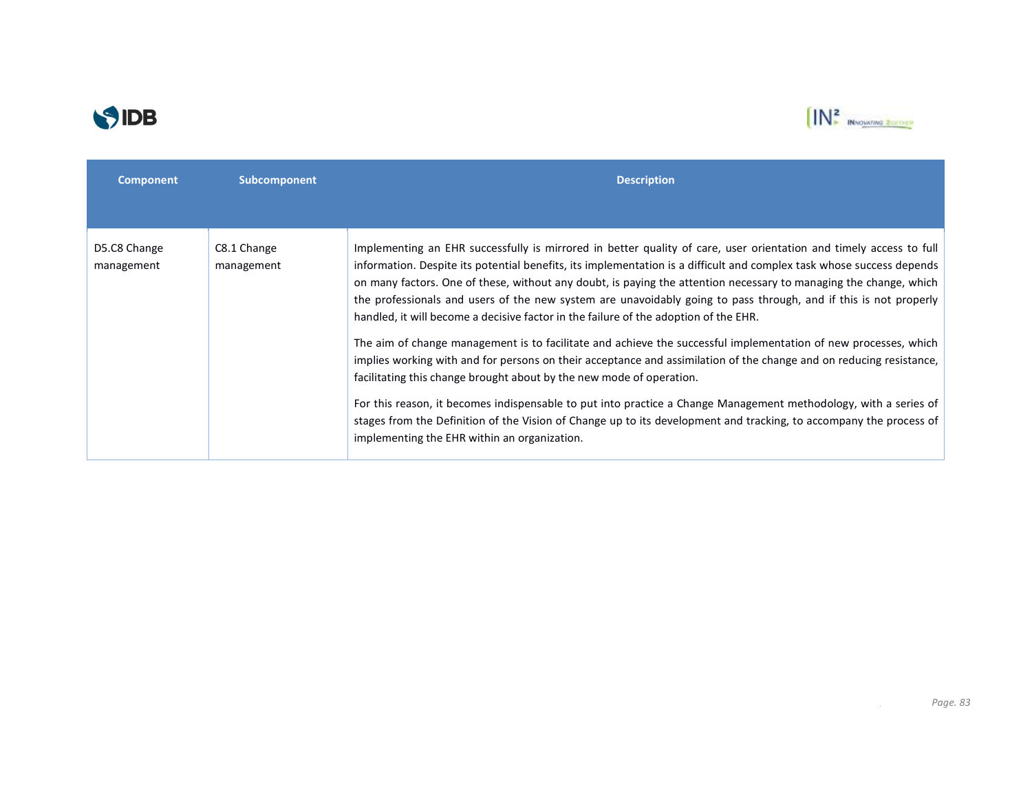| Component | Subcomponent | Description |
| --- | --- | --- |
| D5.C8 Change management | C8.1 Change management | Implementing an EHR successfully is mirrored in better quality of care, user orientation and timely access to full information. Despite its potential benefits, its implementation is a difficult and complex task whose success depends on many factors. One of these, without any doubt, is paying the attention necessary to managing the change, which the professionals and users of the new system are unavoidably going to pass through, and if this is not properly handled, it will become a decisive factor in the failure of the adoption of the EHR.<br><br>The aim of change management is to facilitate and achieve the successful implementation of new processes, which implies working with and for persons on their acceptance and assimilation of the change and on reducing resistance, facilitating this change brought about by the new mode of operation.<br><br>For this reason, it becomes indispensable to put into practice a Change Management methodology, with a series of stages from the Definition of the Vision of Change up to its development and tracking, to accompany the process of implementing the EHR within an organization. |